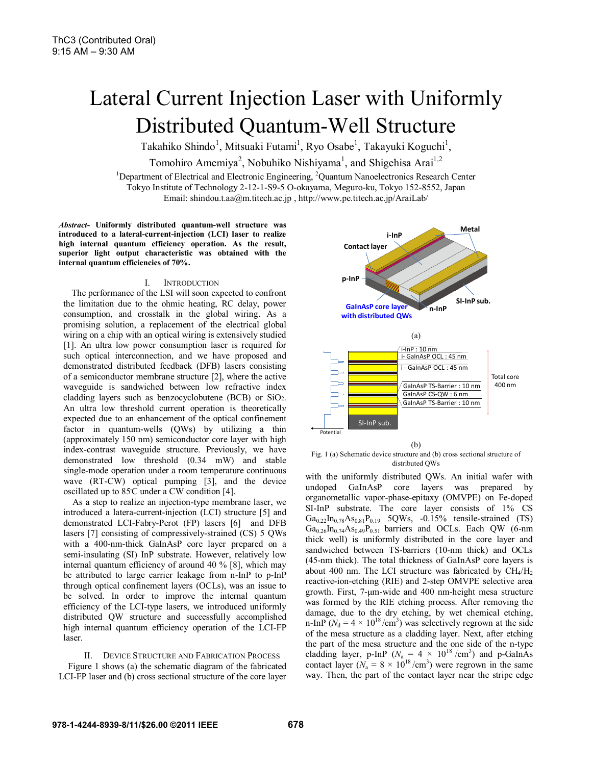ThC3 (Contributed Oral)
9:15 AM – 9:30 AM

# Lateral Current Injection Laser with Uniformly Distributed Quantum-Well Structure

Takahiko Shindo[1], Mitsuaki Futami[1], Ryo Osabe[1], Takayuki Koguchi[1], Tomohiro Amemiya[2], Nobuhiko Nishiyama[1], and Shigehisa Arai[1,2]

[1]Department of Electrical and Electronic Engineering, [2]Quantum Nanoelectronics Research Center
Tokyo Institute of Technology 2-12-1-S9-5 O-okayama, Meguro-ku, Tokyo 152-8552, Japan
Email: shindou.t.aa@m.titech.ac.jp , http://www.pe.titech.ac.jp/AraiLab/

***Abstract-*** **Uniformly distributed quantum-well structure was introduced to a lateral-current-injection (LCI) laser to realize high internal quantum efficiency operation. As the result, superior light output characteristic was obtained with the internal quantum efficiencies of 70%.**

## I. Introduction

The performance of the LSI will soon expected to confront the limitation due to the ohmic heating, RC delay, power consumption, and crosstalk in the global wiring. As a promising solution, a replacement of the electrical global wiring on a chip with an optical wiring is extensively studied [1]. An ultra low power consumption laser is required for such optical interconnection, and we have proposed and demonstrated distributed feedback (DFB) lasers consisting of a semiconductor membrane structure [2], where the active waveguide is sandwiched between low refractive index cladding layers such as benzocyclobutene (BCB) or $SiO_2$. An ultra low threshold current operation is theoretically expected due to an enhancement of the optical confinement factor in quantum-wells (QWs) by utilizing a thin (approximately 150 nm) semiconductor core layer with high index-contrast waveguide structure. Previously, we have demonstrated low threshold (0.34 mW) and stable single-mode operation under a room temperature continuous wave (RT-CW) optical pumping [3], and the device oscillated up to 85°C under a CW condition [4].

As a step to realize an injection-type membrane laser, we introduced a latera-current-injection (LCI) structure [5] and demonstrated LCI-Fabry-Perot (FP) lasers [6] and DFB lasers [7] consisting of compressively-strained (CS) 5 QWs with a 400-nm-thick GaInAsP core layer prepared on a semi-insulating (SI) InP substrate. However, relatively low internal quantum efficiency of around 40 % [8], which may be attributed to large carrier leakage from n-InP to p-InP through optical confinement layers (OCLs), was an issue to be solved. In order to improve the internal quantum efficiency of the LCI-type lasers, we introduced uniformly distributed QW structure and successfully accomplished high internal quantum efficiency operation of the LCI-FP laser.

## II. Device Structure and Fabrication Process

Figure 1 shows (a) the schematic diagram of the fabricated LCI-FP laser and (b) cross sectional structure of the core layer with the uniformly distributed QWs. An initial wafer with undoped GaInAsP core layers was prepared by organometallic vapor-phase-epitaxy (OMVPE) on Fe-doped SI-InP substrate. The core layer consists of 1% CS $Ga_{0.22}In_{0.78}As_{0.81}P_{0.19}$ 5QWs, -0.15% tensile-strained (TS) $Ga_{0.26}In_{0.74}As_{0.49}P_{0.51}$ barriers and OCLs. Each QW (6-nm thick well) is uniformly distributed in the core layer and sandwiched between TS-barriers (10-nm thick) and OCLs (45-nm thick). The total thickness of GaInAsP core layers is about 400 nm. The LCI structure was fabricated by $CH_4/H_2$ reactive-ion-etching (RIE) and 2-step OMVPE selective area growth. First, 7-μm-wide and 400 nm-height mesa structure was formed by the RIE etching process. After removing the damage, due to the dry etching, by wet chemical etching, n-InP ($N_d = 4 \times 10^{18}$/cm$^3$) was selectively regrown at the side of the mesa structure as a cladding layer. Next, after etching the part of the mesa structure and the one side of the n-type cladding layer, p-InP ($N_a = 4 \times 10^{18}$/cm$^3$) and p-GaInAs contact layer ($N_a = 8 \times 10^{18}$/cm$^3$) were regrown in the same way. Then, the part of the contact layer near the stripe edge

Fig. 1 (a) Schematic device structure and (b) cross sectional structure of distributed QWs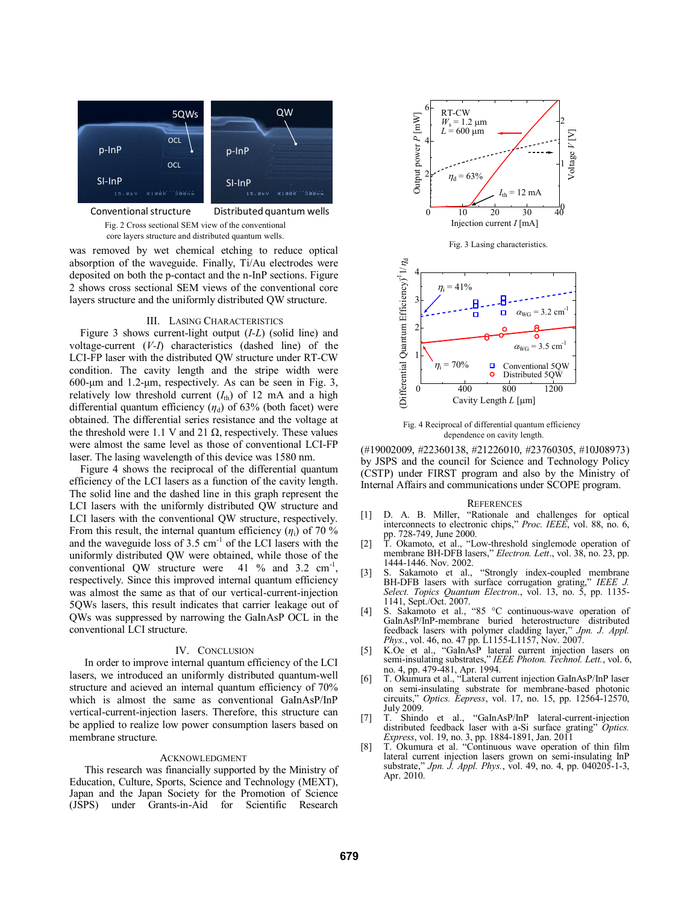5QWs

OCL

OCL

p-InP

SI-InP

QW

p-InP

SI-InP

Conventional structure

Distributed quantum wells

Fig. 2 Cross sectional SEM view of the conventional core layers structure and distributed quantum wells.

was removed by wet chemical etching to reduce optical absorption of the waveguide. Finally, Ti/Au electrodes were deposited on both the p-contact and the n-InP sections. Figure 2 shows cross sectional SEM views of the conventional core layers structure and the uniformly distributed QW structure.

## III. Lasing Characteristics

Figure 3 shows current-light output ($I$-$L$) (solid line) and voltage-current ($V$-$I$) characteristics (dashed line) of the LCI-FP laser with the distributed QW structure under RT-CW condition. The cavity length and the stripe width were 600-µm and 1.2-µm, respectively. As can be seen in Fig. 3, relatively low threshold current ($I_{th}$) of 12 mA and a high differential quantum efficiency ($\eta_d$) of 63% (both facet) were obtained. The differential series resistance and the voltage at the threshold were 1.1 V and 21 Ω, respectively. These values were almost the same level as those of conventional LCI-FP laser. The lasing wavelength of this device was 1580 nm.

Figure 4 shows the reciprocal of the differential quantum efficiency of the LCI lasers as a function of the cavity length. The solid line and the dashed line in this graph represent the LCI lasers with the uniformly distributed QW structure and LCI lasers with the conventional QW structure, respectively. From this result, the internal quantum efficiency ($\eta_i$) of 70 % and the waveguide loss of 3.5 cm$^{-1}$ of the LCI lasers with the uniformly distributed QW were obtained, while those of the conventional QW structure were 41 % and 3.2 cm$^{-1}$, respectively. Since this improved internal quantum efficiency was almost the same as that of our vertical-current-injection 5QWs lasers, this result indicates that carrier leakage out of QWs was suppressed by narrowing the GaInAsP OCL in the conventional LCI structure.

## IV. Conclusion

In order to improve internal quantum efficiency of the LCI lasers, we introduced an uniformly distributed quantum-well structure and acieved an internal quantum efficiency of 70% which is almost the same as conventional GaInAsP/InP vertical-current-injection lasers. Therefore, this structure can be applied to realize low power consumption lasers based on membrane structure.

## Acknowledgment

This research was financially supported by the Ministry of Education, Culture, Sports, Science and Technology (MEXT), Japan and the Japan Society for the Promotion of Science (JSPS) under Grants-in-Aid for Scientific Research (#19002009, #22360138, #21226010, #23760305, #10J08973) by JSPS and the council for Science and Technology Policy (CSTP) under FIRST program and also by the Ministry of Internal Affairs and communications under SCOPE program.

RT-CW

$W_s$ = 1.2 µm

$L$ = 600 µm

$\eta_d$ = 63%

$I_{th}$ = 12 mA

Output power $P$ [mW]

Voltage $V$ [V]

Injection current $I$ [mA]

0 10 20 30 40

0 2 4 6

0 1 2

Fig. 3 Lasing characteristics.

$\eta_i$ = 41%

$\alpha_{WG}$ = 3.2 cm$^{-1}$

$\alpha_{WG}$ = 3.5 cm$^{-1}$

$\eta_i$ = 70%

Conventional 5QW

Distributed 5QW

(Differential Quantum Efficiency)$^{-1}$ $1/\eta_d$

Cavity Length $L$ [µm]

0 400 800 1200

1 2 3 4

Fig. 4 Reciprocal of differential quantum efficiency dependence on cavity length.

## References

[1] D. A. B. Miller, "Rationale and challenges for optical interconnects to electronic chips," *Proc. IEEE*, vol. 88, no. 6, pp. 728-749, June 2000.

[2] T. Okamoto, et al., "Low-threshold singlemode operation of membrane BH-DFB lasers," *Electron. Lett*., vol. 38, no. 23, pp. 1444-1446. Nov. 2002.

[3] S. Sakamoto et al., "Strongly index-coupled membrane BH-DFB lasers with surface corrugation grating," *IEEE J. Select. Topics Quantum Electron*., vol. 13, no. 5, pp. 1135-1141, Sept./Oct. 2007.

[4] S. Sakamoto et al., "85 °C continuous-wave operation of GaInAsP/InP-membrane buried heterostructure distributed feedback lasers with polymer cladding layer," *Jpn. J. Appl. Phys*., vol. 46, no. 47 pp. L1155-L1157, Nov. 2007.

[5] K.Oe et al., "GaInAsP lateral current injection lasers on semi-insulating substrates," *IEEE Photon. Technol. Lett.*, vol. 6, no. 4, pp. 479-481, Apr. 1994.

[6] T. Okumura et al., "Lateral current injection GaInAsP/InP laser on semi-insulating substrate for membrane-based photonic circuits," *Optics. Eepress*, vol. 17, no. 15, pp. 12564-12570, July 2009.

[7] T. Shindo et al., "GaInAsP/InP lateral-current-injection distributed feedback laser with a-Si surface grating" *Optics. Express*, vol. 19, no. 3, pp. 1884-1891, Jan. 2011

[8] T. Okumura et al. "Continuous wave operation of thin film lateral current injection lasers grown on semi-insulating InP substrate," *Jpn. J. Appl. Phys.*, vol. 49, no. 4, pp. 040205-1-3, Apr. 2010.